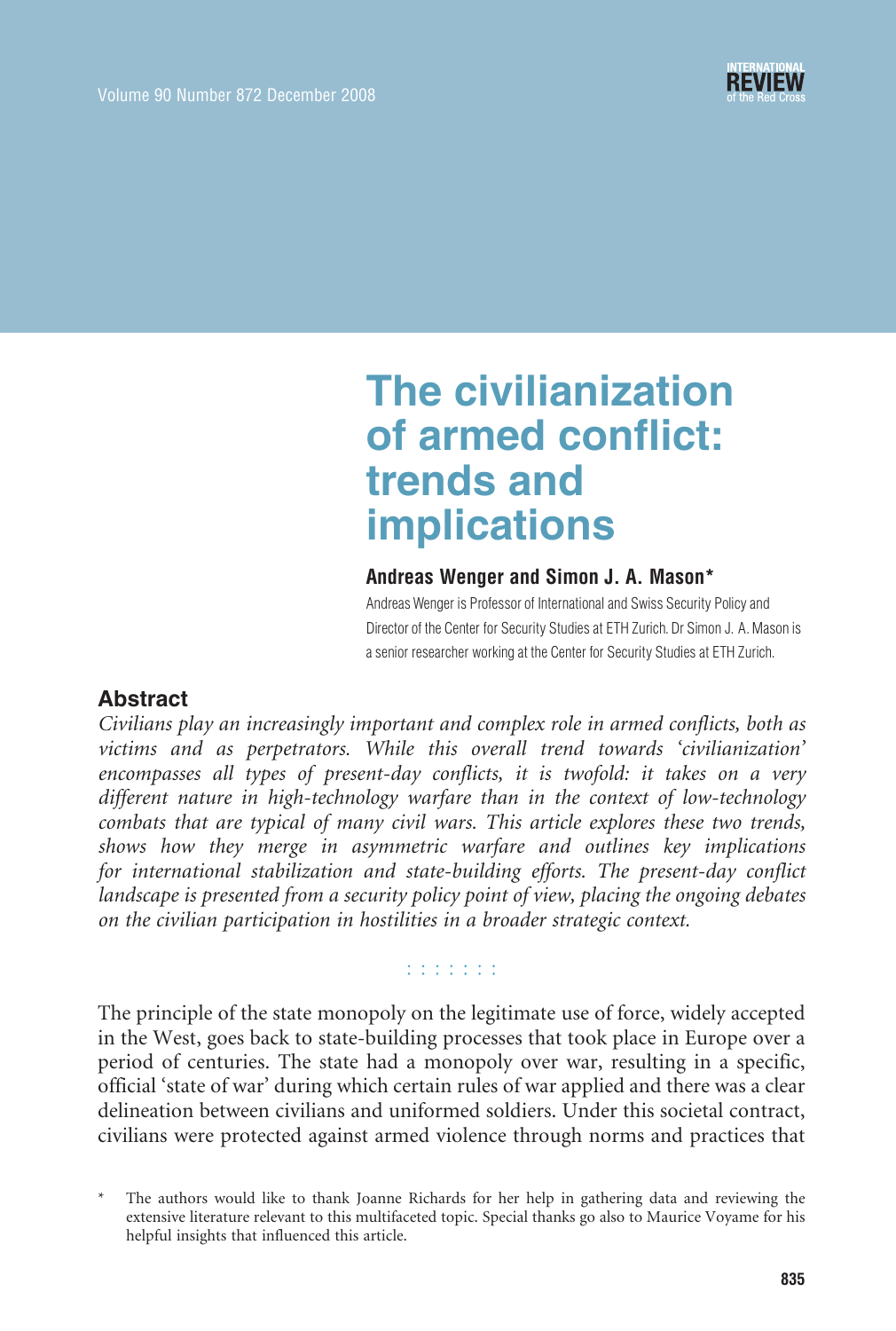# The civilianization of armed conflict: trends and implications

**Andreas Wenger and Simon J. A. Mason***

Andreas Wenger is Professor of International and Swiss Security Policy and Director of the Center for Security Studies at ETH Zurich. Dr Simon J. A. Mason is a senior researcher working at the Center for Security Studies at ETH Zurich.

## Abstract

*Civilians play an increasingly important and complex role in armed conflicts, both as victims and as perpetrators. While this overall trend towards 'civilianization' encompasses all types of present-day conflicts, it is twofold: it takes on a very different nature in high-technology warfare than in the context of low-technology combats that are typical of many civil wars. This article explores these two trends, shows how they merge in asymmetric warfare and outlines key implications for international stabilization and state-building efforts. The present-day conflict landscape is presented from a security policy point of view, placing the ongoing debates on the civilian participation in hostilities in a broader strategic context.*

: : : : : : :

The principle of the state monopoly on the legitimate use of force, widely accepted in the West, goes back to state-building processes that took place in Europe over a period of centuries. The state had a monopoly over war, resulting in a specific, official 'state of war' during which certain rules of war applied and there was a clear delineation between civilians and uniformed soldiers. Under this societal contract, civilians were protected against armed violence through norms and practices that

\* The authors would like to thank Joanne Richards for her help in gathering data and reviewing the extensive literature relevant to this multifaceted topic. Special thanks go also to Maurice Voyame for his helpful insights that influenced this article.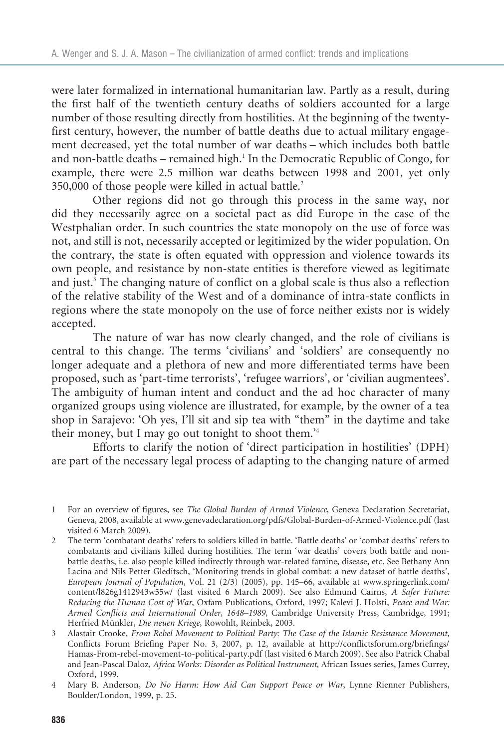were later formalized in international humanitarian law. Partly as a result, during the first half of the twentieth century deaths of soldiers accounted for a large number of those resulting directly from hostilities. At the beginning of the twenty-first century, however, the number of battle deaths due to actual military engagement decreased, yet the total number of war deaths – which includes both battle and non-battle deaths – remained high.[1] In the Democratic Republic of Congo, for example, there were 2.5 million war deaths between 1998 and 2001, yet only 350,000 of those people were killed in actual battle.[2]

Other regions did not go through this process in the same way, nor did they necessarily agree on a societal pact as did Europe in the case of the Westphalian order. In such countries the state monopoly on the use of force was not, and still is not, necessarily accepted or legitimized by the wider population. On the contrary, the state is often equated with oppression and violence towards its own people, and resistance by non-state entities is therefore viewed as legitimate and just.[3] The changing nature of conflict on a global scale is thus also a reflection of the relative stability of the West and of a dominance of intra-state conflicts in regions where the state monopoly on the use of force neither exists nor is widely accepted.

The nature of war has now clearly changed, and the role of civilians is central to this change. The terms 'civilians' and 'soldiers' are consequently no longer adequate and a plethora of new and more differentiated terms have been proposed, such as 'part-time terrorists', 'refugee warriors', or 'civilian augmentees'. The ambiguity of human intent and conduct and the ad hoc character of many organized groups using violence are illustrated, for example, by the owner of a tea shop in Sarajevo: 'Oh yes, I'll sit and sip tea with "them" in the daytime and take their money, but I may go out tonight to shoot them.'[4]

Efforts to clarify the notion of 'direct participation in hostilities' (DPH) are part of the necessary legal process of adapting to the changing nature of armed

---

1 For an overview of figures, see *The Global Burden of Armed Violence*, Geneva Declaration Secretariat, Geneva, 2008, available at www.genevadeclaration.org/pdfs/Global-Burden-of-Armed-Violence.pdf (last visited 6 March 2009).

2 The term 'combatant deaths' refers to soldiers killed in battle. 'Battle deaths' or 'combat deaths' refers to combatants and civilians killed during hostilities. The term 'war deaths' covers both battle and non-battle deaths, i.e. also people killed indirectly through war-related famine, disease, etc. See Bethany Ann Lacina and Nils Petter Gleditsch, 'Monitoring trends in global combat: a new dataset of battle deaths', *European Journal of Population*, Vol. 21 (2/3) (2005), pp. 145–66, available at www.springerlink.com/content/l826g1412943w55w/ (last visited 6 March 2009). See also Edmund Cairns, *A Safer Future: Reducing the Human Cost of War*, Oxfam Publications, Oxford, 1997; Kalevi J. Holsti, *Peace and War: Armed Conflicts and International Order, 1648–1989*, Cambridge University Press, Cambridge, 1991; Herfried Münkler, *Die neuen Kriege*, Rowohlt, Reinbek, 2003.

3 Alastair Crooke, *From Rebel Movement to Political Party: The Case of the Islamic Resistance Movement*, Conflicts Forum Briefing Paper No. 3, 2007, p. 12, available at http://conflictsforum.org/briefings/Hamas-From-rebel-movement-to-political-party.pdf (last visited 6 March 2009). See also Patrick Chabal and Jean-Pascal Daloz, *Africa Works: Disorder as Political Instrument*, African Issues series, James Currey, Oxford, 1999.

4 Mary B. Anderson, *Do No Harm: How Aid Can Support Peace or War*, Lynne Rienner Publishers, Boulder/London, 1999, p. 25.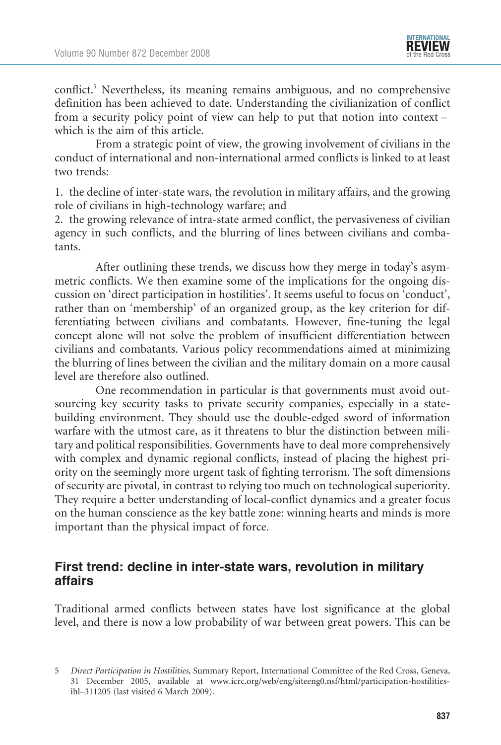conflict.[5] Nevertheless, its meaning remains ambiguous, and no comprehensive definition has been achieved to date. Understanding the civilianization of conflict from a security policy point of view can help to put that notion into context – which is the aim of this article.

From a strategic point of view, the growing involvement of civilians in the conduct of international and non-international armed conflicts is linked to at least two trends:

1. the decline of inter-state wars, the revolution in military affairs, and the growing role of civilians in high-technology warfare; and
2. the growing relevance of intra-state armed conflict, the pervasiveness of civilian agency in such conflicts, and the blurring of lines between civilians and combatants.

After outlining these trends, we discuss how they merge in today's asymmetric conflicts. We then examine some of the implications for the ongoing discussion on 'direct participation in hostilities'. It seems useful to focus on 'conduct', rather than on 'membership' of an organized group, as the key criterion for differentiating between civilians and combatants. However, fine-tuning the legal concept alone will not solve the problem of insufficient differentiation between civilians and combatants. Various policy recommendations aimed at minimizing the blurring of lines between the civilian and the military domain on a more causal level are therefore also outlined.

One recommendation in particular is that governments must avoid outsourcing key security tasks to private security companies, especially in a state-building environment. They should use the double-edged sword of information warfare with the utmost care, as it threatens to blur the distinction between military and political responsibilities. Governments have to deal more comprehensively with complex and dynamic regional conflicts, instead of placing the highest priority on the seemingly more urgent task of fighting terrorism. The soft dimensions of security are pivotal, in contrast to relying too much on technological superiority. They require a better understanding of local-conflict dynamics and a greater focus on the human conscience as the key battle zone: winning hearts and minds is more important than the physical impact of force.

## First trend: decline in inter-state wars, revolution in military affairs

Traditional armed conflicts between states have lost significance at the global level, and there is now a low probability of war between great powers. This can be

5 *Direct Participation in Hostilities*, Summary Report, International Committee of the Red Cross, Geneva, 31 December 2005, available at www.icrc.org/web/eng/siteeng0.nsf/html/participation-hostilities-ihl–311205 (last visited 6 March 2009).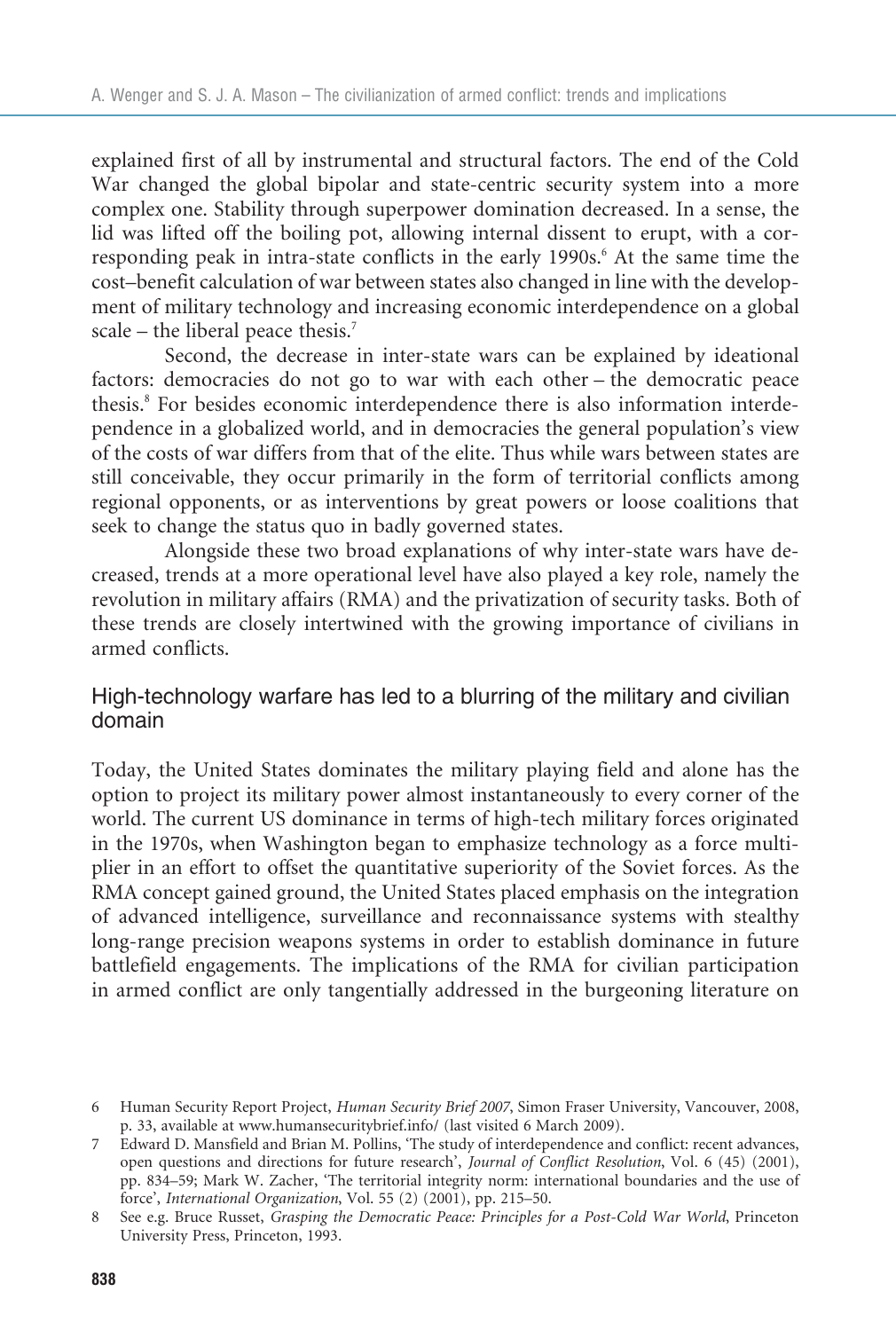explained first of all by instrumental and structural factors. The end of the Cold War changed the global bipolar and state-centric security system into a more complex one. Stability through superpower domination decreased. In a sense, the lid was lifted off the boiling pot, allowing internal dissent to erupt, with a corresponding peak in intra-state conflicts in the early 1990s.[6] At the same time the cost–benefit calculation of war between states also changed in line with the development of military technology and increasing economic interdependence on a global scale – the liberal peace thesis.[7]

Second, the decrease in inter-state wars can be explained by ideational factors: democracies do not go to war with each other – the democratic peace thesis.[8] For besides economic interdependence there is also information interdependence in a globalized world, and in democracies the general population's view of the costs of war differs from that of the elite. Thus while wars between states are still conceivable, they occur primarily in the form of territorial conflicts among regional opponents, or as interventions by great powers or loose coalitions that seek to change the status quo in badly governed states.

Alongside these two broad explanations of why inter-state wars have decreased, trends at a more operational level have also played a key role, namely the revolution in military affairs (RMA) and the privatization of security tasks. Both of these trends are closely intertwined with the growing importance of civilians in armed conflicts.

## High-technology warfare has led to a blurring of the military and civilian domain

Today, the United States dominates the military playing field and alone has the option to project its military power almost instantaneously to every corner of the world. The current US dominance in terms of high-tech military forces originated in the 1970s, when Washington began to emphasize technology as a force multiplier in an effort to offset the quantitative superiority of the Soviet forces. As the RMA concept gained ground, the United States placed emphasis on the integration of advanced intelligence, surveillance and reconnaissance systems with stealthy long-range precision weapons systems in order to establish dominance in future battlefield engagements. The implications of the RMA for civilian participation in armed conflict are only tangentially addressed in the burgeoning literature on

6 Human Security Report Project, *Human Security Brief 2007*, Simon Fraser University, Vancouver, 2008, p. 33, available at www.humansecuritybrief.info/ (last visited 6 March 2009).

7 Edward D. Mansfield and Brian M. Pollins, 'The study of interdependence and conflict: recent advances, open questions and directions for future research', *Journal of Conflict Resolution*, Vol. 6 (45) (2001), pp. 834–59; Mark W. Zacher, 'The territorial integrity norm: international boundaries and the use of force', *International Organization*, Vol. 55 (2) (2001), pp. 215–50.

8 See e.g. Bruce Russet, *Grasping the Democratic Peace: Principles for a Post-Cold War World*, Princeton University Press, Princeton, 1993.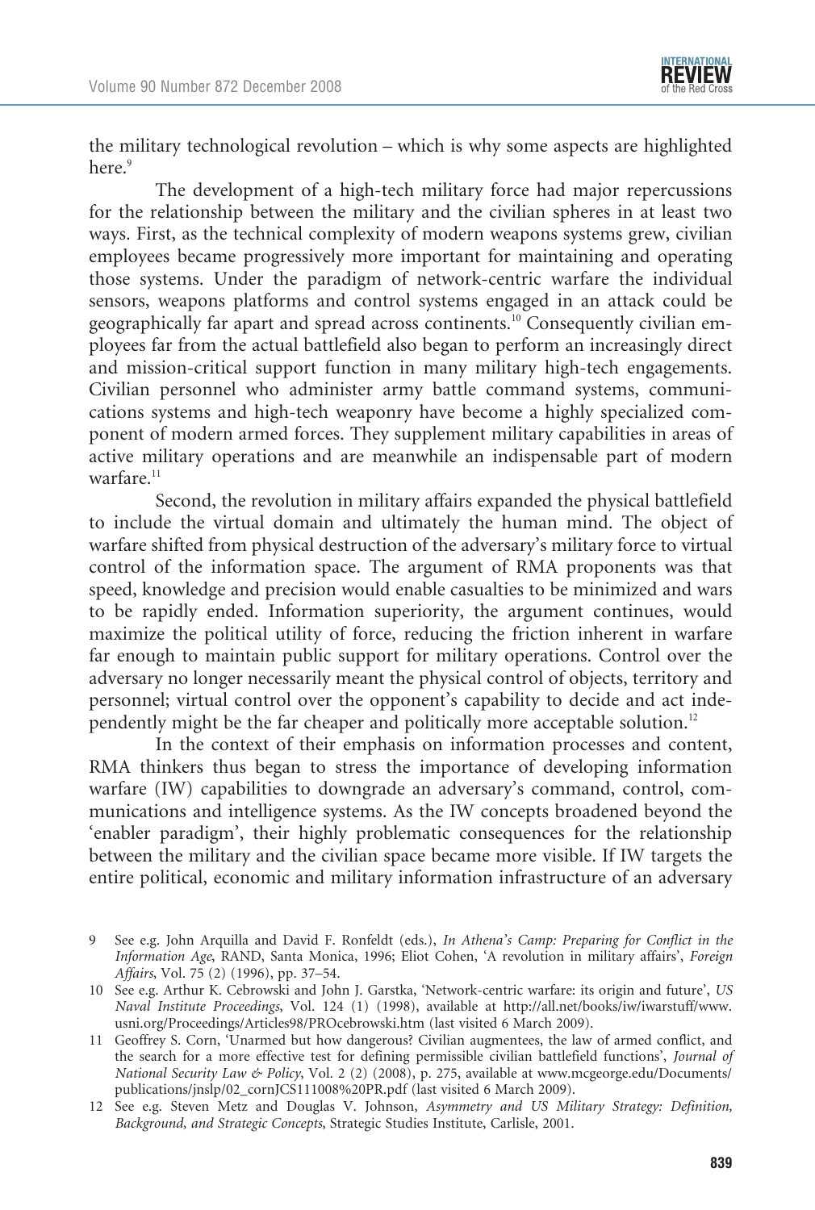the military technological revolution – which is why some aspects are highlighted here.[9]

The development of a high-tech military force had major repercussions for the relationship between the military and the civilian spheres in at least two ways. First, as the technical complexity of modern weapons systems grew, civilian employees became progressively more important for maintaining and operating those systems. Under the paradigm of network-centric warfare the individual sensors, weapons platforms and control systems engaged in an attack could be geographically far apart and spread across continents.[10] Consequently civilian employees far from the actual battlefield also began to perform an increasingly direct and mission-critical support function in many military high-tech engagements. Civilian personnel who administer army battle command systems, communications systems and high-tech weaponry have become a highly specialized component of modern armed forces. They supplement military capabilities in areas of active military operations and are meanwhile an indispensable part of modern warfare.[11]

Second, the revolution in military affairs expanded the physical battlefield to include the virtual domain and ultimately the human mind. The object of warfare shifted from physical destruction of the adversary's military force to virtual control of the information space. The argument of RMA proponents was that speed, knowledge and precision would enable casualties to be minimized and wars to be rapidly ended. Information superiority, the argument continues, would maximize the political utility of force, reducing the friction inherent in warfare far enough to maintain public support for military operations. Control over the adversary no longer necessarily meant the physical control of objects, territory and personnel; virtual control over the opponent's capability to decide and act independently might be the far cheaper and politically more acceptable solution.[12]

In the context of their emphasis on information processes and content, RMA thinkers thus began to stress the importance of developing information warfare (IW) capabilities to downgrade an adversary's command, control, communications and intelligence systems. As the IW concepts broadened beyond the 'enabler paradigm', their highly problematic consequences for the relationship between the military and the civilian space became more visible. If IW targets the entire political, economic and military information infrastructure of an adversary

9 See e.g. John Arquilla and David F. Ronfeldt (eds.), *In Athena's Camp: Preparing for Conflict in the Information Age*, RAND, Santa Monica, 1996; Eliot Cohen, 'A revolution in military affairs', *Foreign Affairs*, Vol. 75 (2) (1996), pp. 37–54.

10 See e.g. Arthur K. Cebrowski and John J. Garstka, 'Network-centric warfare: its origin and future', *US Naval Institute Proceedings*, Vol. 124 (1) (1998), available at http://all.net/books/iw/iwarstuff/www.usni.org/Proceedings/Articles98/PROcebrowski.htm (last visited 6 March 2009).

11 Geoffrey S. Corn, 'Unarmed but how dangerous? Civilian augmentees, the law of armed conflict, and the search for a more effective test for defining permissible civilian battlefield functions', *Journal of National Security Law & Policy*, Vol. 2 (2) (2008), p. 275, available at www.mcgeorge.edu/Documents/publications/jnslp/02_cornJCS111008%20PR.pdf (last visited 6 March 2009).

12 See e.g. Steven Metz and Douglas V. Johnson, *Asymmetry and US Military Strategy: Definition, Background, and Strategic Concepts*, Strategic Studies Institute, Carlisle, 2001.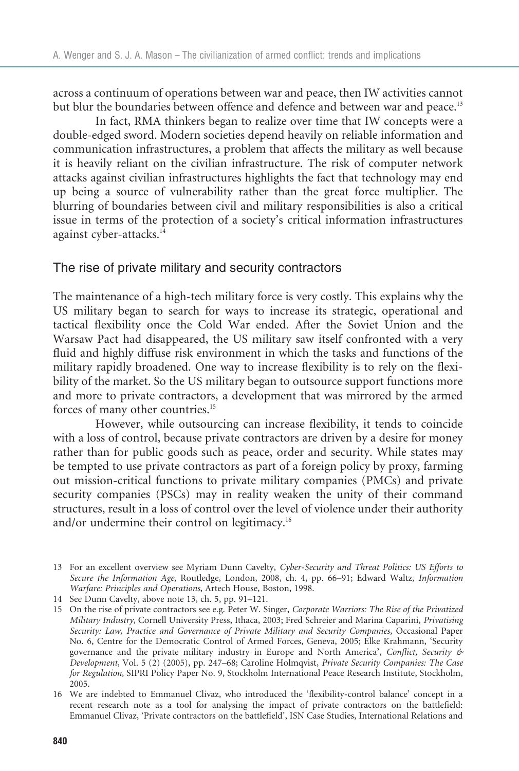across a continuum of operations between war and peace, then IW activities cannot but blur the boundaries between offence and defence and between war and peace.[13]

In fact, RMA thinkers began to realize over time that IW concepts were a double-edged sword. Modern societies depend heavily on reliable information and communication infrastructures, a problem that affects the military as well because it is heavily reliant on the civilian infrastructure. The risk of computer network attacks against civilian infrastructures highlights the fact that technology may end up being a source of vulnerability rather than the great force multiplier. The blurring of boundaries between civil and military responsibilities is also a critical issue in terms of the protection of a society's critical information infrastructures against cyber-attacks.[14]

## The rise of private military and security contractors

The maintenance of a high-tech military force is very costly. This explains why the US military began to search for ways to increase its strategic, operational and tactical flexibility once the Cold War ended. After the Soviet Union and the Warsaw Pact had disappeared, the US military saw itself confronted with a very fluid and highly diffuse risk environment in which the tasks and functions of the military rapidly broadened. One way to increase flexibility is to rely on the flexibility of the market. So the US military began to outsource support functions more and more to private contractors, a development that was mirrored by the armed forces of many other countries.[15]

However, while outsourcing can increase flexibility, it tends to coincide with a loss of control, because private contractors are driven by a desire for money rather than for public goods such as peace, order and security. While states may be tempted to use private contractors as part of a foreign policy by proxy, farming out mission-critical functions to private military companies (PMCs) and private security companies (PSCs) may in reality weaken the unity of their command structures, result in a loss of control over the level of violence under their authority and/or undermine their control on legitimacy.[16]

13 For an excellent overview see Myriam Dunn Cavelty, *Cyber-Security and Threat Politics: US Efforts to Secure the Information Age*, Routledge, London, 2008, ch. 4, pp. 66–91; Edward Waltz, *Information Warfare: Principles and Operations*, Artech House, Boston, 1998.

14 See Dunn Cavelty, above note 13, ch. 5, pp. 91–121.

15 On the rise of private contractors see e.g. Peter W. Singer, *Corporate Warriors: The Rise of the Privatized Military Industry*, Cornell University Press, Ithaca, 2003; Fred Schreier and Marina Caparini, *Privatising Security: Law, Practice and Governance of Private Military and Security Companies*, Occasional Paper No. 6, Centre for the Democratic Control of Armed Forces, Geneva, 2005; Elke Krahmann, 'Security governance and the private military industry in Europe and North America', *Conflict, Security & Development*, Vol. 5 (2) (2005), pp. 247–68; Caroline Holmqvist, *Private Security Companies: The Case for Regulation*, SIPRI Policy Paper No. 9, Stockholm International Peace Research Institute, Stockholm, 2005.

16 We are indebted to Emmanuel Clivaz, who introduced the 'flexibility-control balance' concept in a recent research note as a tool for analysing the impact of private contractors on the battlefield: Emmanuel Clivaz, 'Private contractors on the battlefield', ISN Case Studies, International Relations and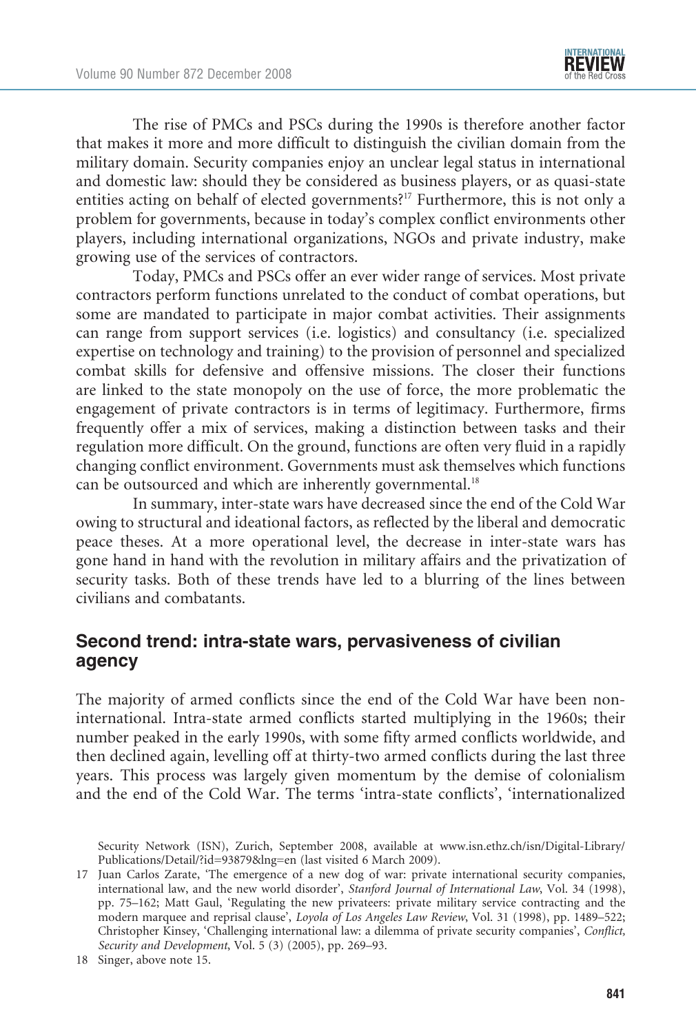The rise of PMCs and PSCs during the 1990s is therefore another factor that makes it more and more difficult to distinguish the civilian domain from the military domain. Security companies enjoy an unclear legal status in international and domestic law: should they be considered as business players, or as quasi-state entities acting on behalf of elected governments?[17] Furthermore, this is not only a problem for governments, because in today's complex conflict environments other players, including international organizations, NGOs and private industry, make growing use of the services of contractors.

Today, PMCs and PSCs offer an ever wider range of services. Most private contractors perform functions unrelated to the conduct of combat operations, but some are mandated to participate in major combat activities. Their assignments can range from support services (i.e. logistics) and consultancy (i.e. specialized expertise on technology and training) to the provision of personnel and specialized combat skills for defensive and offensive missions. The closer their functions are linked to the state monopoly on the use of force, the more problematic the engagement of private contractors is in terms of legitimacy. Furthermore, firms frequently offer a mix of services, making a distinction between tasks and their regulation more difficult. On the ground, functions are often very fluid in a rapidly changing conflict environment. Governments must ask themselves which functions can be outsourced and which are inherently governmental.[18]

In summary, inter-state wars have decreased since the end of the Cold War owing to structural and ideational factors, as reflected by the liberal and democratic peace theses. At a more operational level, the decrease in inter-state wars has gone hand in hand with the revolution in military affairs and the privatization of security tasks. Both of these trends have led to a blurring of the lines between civilians and combatants.

## Second trend: intra-state wars, pervasiveness of civilian agency

The majority of armed conflicts since the end of the Cold War have been non-international. Intra-state armed conflicts started multiplying in the 1960s; their number peaked in the early 1990s, with some fifty armed conflicts worldwide, and then declined again, levelling off at thirty-two armed conflicts during the last three years. This process was largely given momentum by the demise of colonialism and the end of the Cold War. The terms 'intra-state conflicts', 'internationalized

---

Security Network (ISN), Zurich, September 2008, available at www.isn.ethz.ch/isn/Digital-Library/Publications/Detail/?id=93879&lng=en (last visited 6 March 2009).

17 Juan Carlos Zarate, 'The emergence of a new dog of war: private international security companies, international law, and the new world disorder', *Stanford Journal of International Law*, Vol. 34 (1998), pp. 75–162; Matt Gaul, 'Regulating the new privateers: private military service contracting and the modern marquee and reprisal clause', *Loyola of Los Angeles Law Review*, Vol. 31 (1998), pp. 1489–522; Christopher Kinsey, 'Challenging international law: a dilemma of private security companies', *Conflict, Security and Development*, Vol. 5 (3) (2005), pp. 269–93.

18 Singer, above note 15.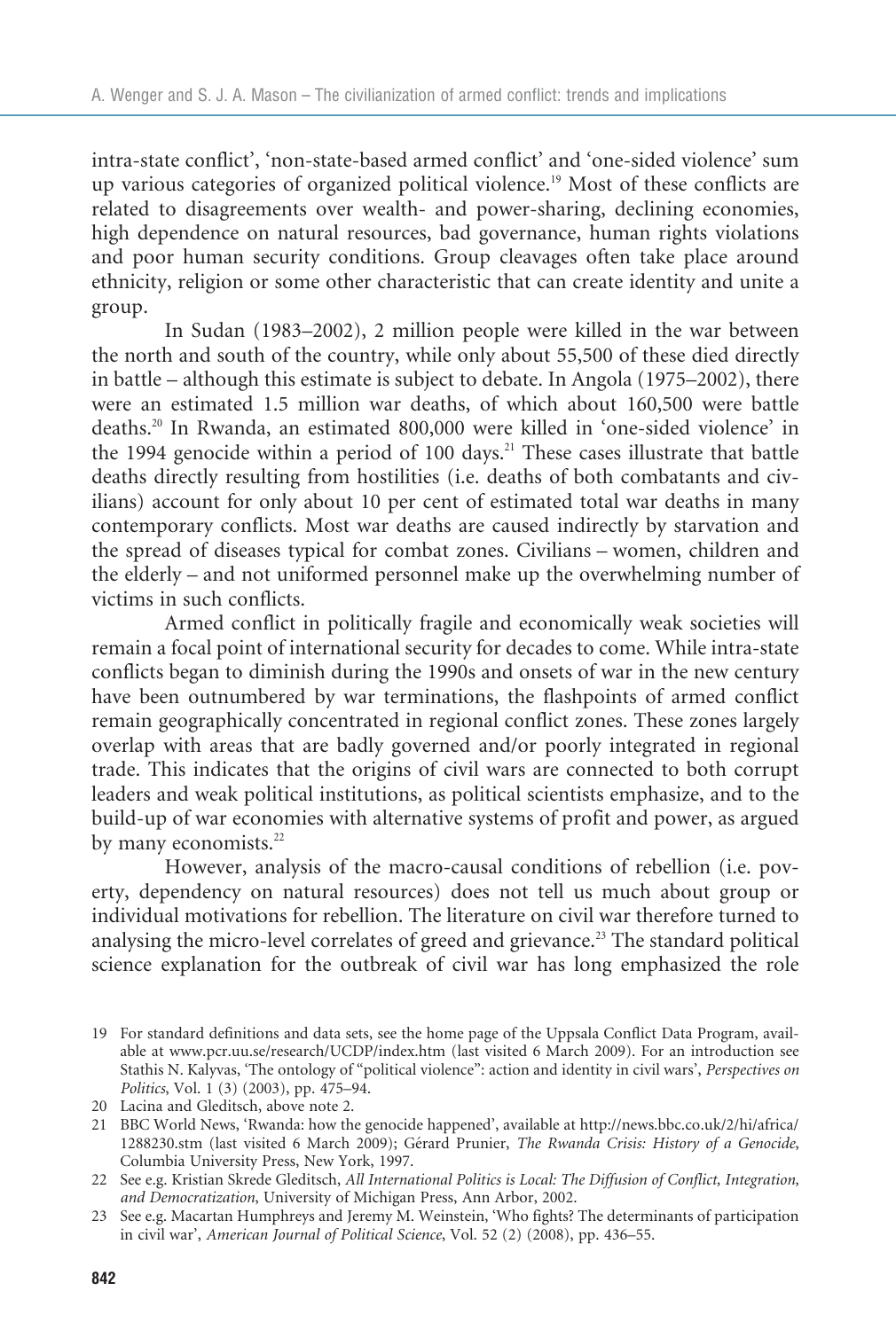intra-state conflict', 'non-state-based armed conflict' and 'one-sided violence' sum up various categories of organized political violence.[19] Most of these conflicts are related to disagreements over wealth- and power-sharing, declining economies, high dependence on natural resources, bad governance, human rights violations and poor human security conditions. Group cleavages often take place around ethnicity, religion or some other characteristic that can create identity and unite a group.

In Sudan (1983–2002), 2 million people were killed in the war between the north and south of the country, while only about 55,500 of these died directly in battle – although this estimate is subject to debate. In Angola (1975–2002), there were an estimated 1.5 million war deaths, of which about 160,500 were battle deaths.[20] In Rwanda, an estimated 800,000 were killed in 'one-sided violence' in the 1994 genocide within a period of 100 days.[21] These cases illustrate that battle deaths directly resulting from hostilities (i.e. deaths of both combatants and civilians) account for only about 10 per cent of estimated total war deaths in many contemporary conflicts. Most war deaths are caused indirectly by starvation and the spread of diseases typical for combat zones. Civilians – women, children and the elderly – and not uniformed personnel make up the overwhelming number of victims in such conflicts.

Armed conflict in politically fragile and economically weak societies will remain a focal point of international security for decades to come. While intra-state conflicts began to diminish during the 1990s and onsets of war in the new century have been outnumbered by war terminations, the flashpoints of armed conflict remain geographically concentrated in regional conflict zones. These zones largely overlap with areas that are badly governed and/or poorly integrated in regional trade. This indicates that the origins of civil wars are connected to both corrupt leaders and weak political institutions, as political scientists emphasize, and to the build-up of war economies with alternative systems of profit and power, as argued by many economists.[22]

However, analysis of the macro-causal conditions of rebellion (i.e. poverty, dependency on natural resources) does not tell us much about group or individual motivations for rebellion. The literature on civil war therefore turned to analysing the micro-level correlates of greed and grievance.[23] The standard political science explanation for the outbreak of civil war has long emphasized the role

19 For standard definitions and data sets, see the home page of the Uppsala Conflict Data Program, available at www.pcr.uu.se/research/UCDP/index.htm (last visited 6 March 2009). For an introduction see Stathis N. Kalyvas, 'The ontology of "political violence": action and identity in civil wars', *Perspectives on Politics*, Vol. 1 (3) (2003), pp. 475–94.

20 Lacina and Gleditsch, above note 2.

21 BBC World News, 'Rwanda: how the genocide happened', available at http://news.bbc.co.uk/2/hi/africa/1288230.stm (last visited 6 March 2009); Gérard Prunier, *The Rwanda Crisis: History of a Genocide*, Columbia University Press, New York, 1997.

22 See e.g. Kristian Skrede Gleditsch, *All International Politics is Local: The Diffusion of Conflict, Integration, and Democratization*, University of Michigan Press, Ann Arbor, 2002.

23 See e.g. Macartan Humphreys and Jeremy M. Weinstein, 'Who fights? The determinants of participation in civil war', *American Journal of Political Science*, Vol. 52 (2) (2008), pp. 436–55.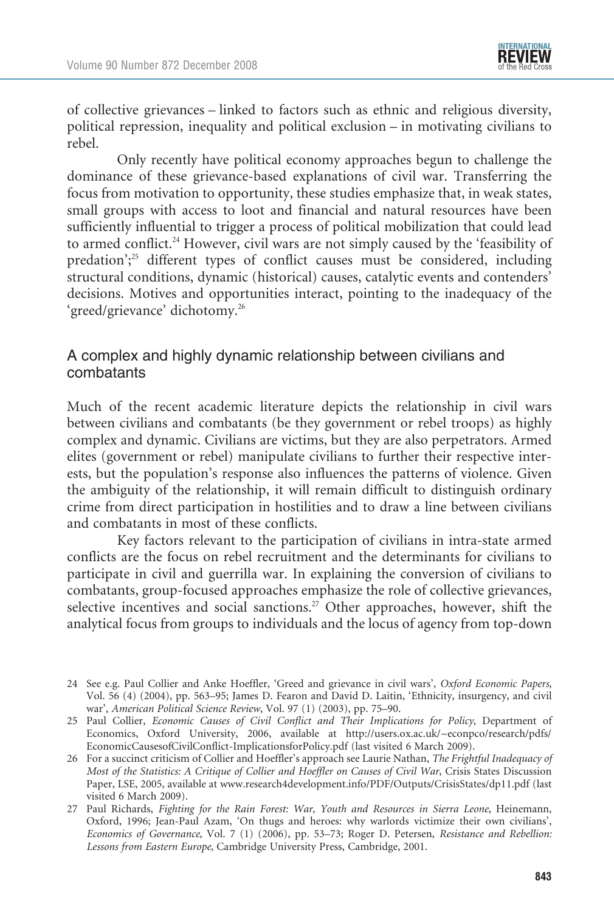of collective grievances – linked to factors such as ethnic and religious diversity, political repression, inequality and political exclusion – in motivating civilians to rebel.

Only recently have political economy approaches begun to challenge the dominance of these grievance-based explanations of civil war. Transferring the focus from motivation to opportunity, these studies emphasize that, in weak states, small groups with access to loot and financial and natural resources have been sufficiently influential to trigger a process of political mobilization that could lead to armed conflict.[24] However, civil wars are not simply caused by the 'feasibility of predation';[25] different types of conflict causes must be considered, including structural conditions, dynamic (historical) causes, catalytic events and contenders' decisions. Motives and opportunities interact, pointing to the inadequacy of the 'greed/grievance' dichotomy.[26]

## A complex and highly dynamic relationship between civilians and combatants

Much of the recent academic literature depicts the relationship in civil wars between civilians and combatants (be they government or rebel troops) as highly complex and dynamic. Civilians are victims, but they are also perpetrators. Armed elites (government or rebel) manipulate civilians to further their respective interests, but the population's response also influences the patterns of violence. Given the ambiguity of the relationship, it will remain difficult to distinguish ordinary crime from direct participation in hostilities and to draw a line between civilians and combatants in most of these conflicts.

Key factors relevant to the participation of civilians in intra-state armed conflicts are the focus on rebel recruitment and the determinants for civilians to participate in civil and guerrilla war. In explaining the conversion of civilians to combatants, group-focused approaches emphasize the role of collective grievances, selective incentives and social sanctions.[27] Other approaches, however, shift the analytical focus from groups to individuals and the locus of agency from top-down

24 See e.g. Paul Collier and Anke Hoeffler, 'Greed and grievance in civil wars', *Oxford Economic Papers*, Vol. 56 (4) (2004), pp. 563–95; James D. Fearon and David D. Laitin, 'Ethnicity, insurgency, and civil war', *American Political Science Review*, Vol. 97 (1) (2003), pp. 75–90.

25 Paul Collier, *Economic Causes of Civil Conflict and Their Implications for Policy*, Department of Economics, Oxford University, 2006, available at http://users.ox.ac.uk/~econpco/research/pdfs/EconomicCausesofCivilConflict-ImplicationsforPolicy.pdf (last visited 6 March 2009).

26 For a succinct criticism of Collier and Hoeffler's approach see Laurie Nathan, *The Frightful Inadequacy of Most of the Statistics: A Critique of Collier and Hoeffler on Causes of Civil War*, Crisis States Discussion Paper, LSE, 2005, available at www.research4development.info/PDF/Outputs/CrisisStates/dp11.pdf (last visited 6 March 2009).

27 Paul Richards, *Fighting for the Rain Forest: War, Youth and Resources in Sierra Leone*, Heinemann, Oxford, 1996; Jean-Paul Azam, 'On thugs and heroes: why warlords victimize their own civilians', *Economics of Governance*, Vol. 7 (1) (2006), pp. 53–73; Roger D. Petersen, *Resistance and Rebellion: Lessons from Eastern Europe*, Cambridge University Press, Cambridge, 2001.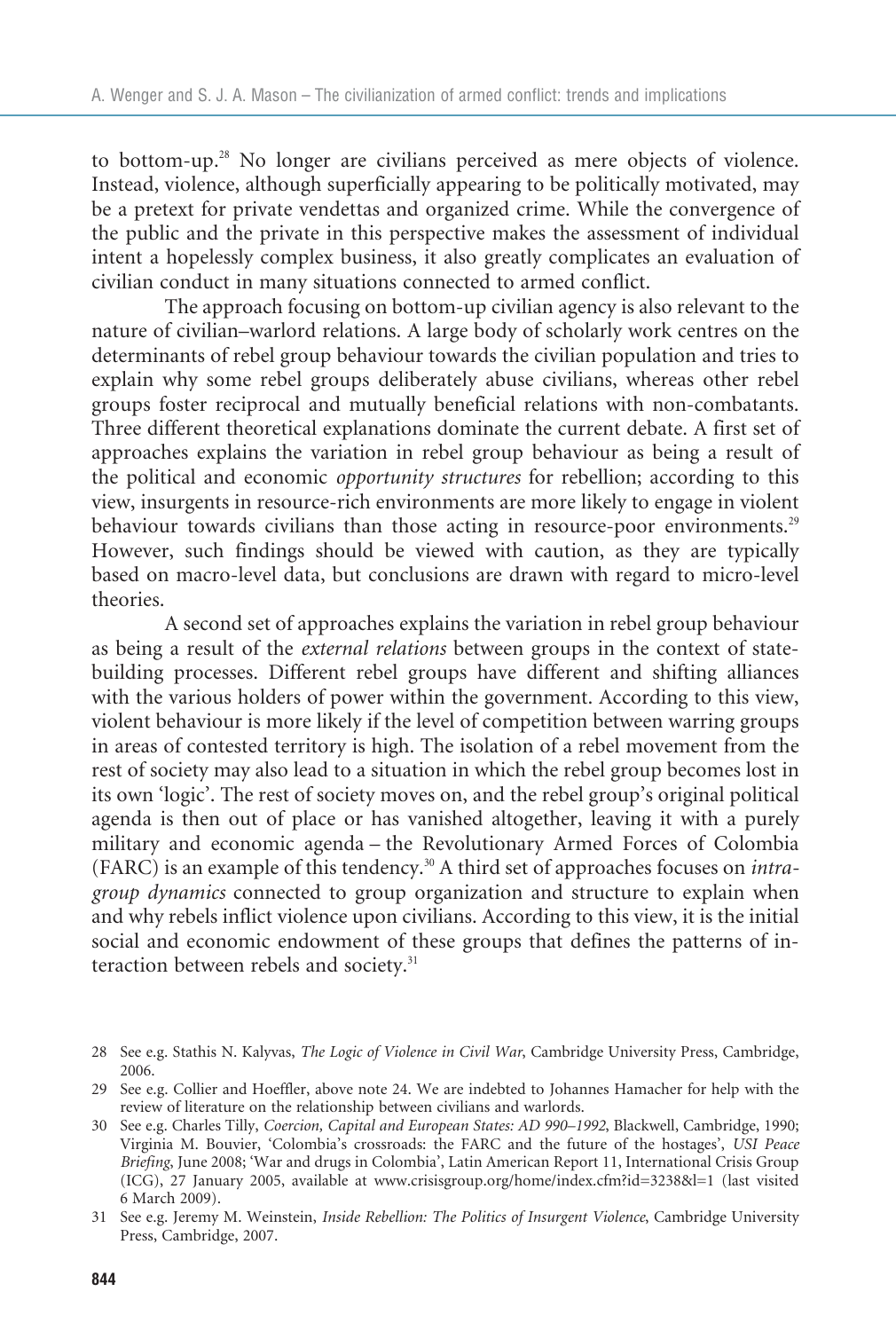to bottom-up.[28] No longer are civilians perceived as mere objects of violence. Instead, violence, although superficially appearing to be politically motivated, may be a pretext for private vendettas and organized crime. While the convergence of the public and the private in this perspective makes the assessment of individual intent a hopelessly complex business, it also greatly complicates an evaluation of civilian conduct in many situations connected to armed conflict.

The approach focusing on bottom-up civilian agency is also relevant to the nature of civilian–warlord relations. A large body of scholarly work centres on the determinants of rebel group behaviour towards the civilian population and tries to explain why some rebel groups deliberately abuse civilians, whereas other rebel groups foster reciprocal and mutually beneficial relations with non-combatants. Three different theoretical explanations dominate the current debate. A first set of approaches explains the variation in rebel group behaviour as being a result of the political and economic *opportunity structures* for rebellion; according to this view, insurgents in resource-rich environments are more likely to engage in violent behaviour towards civilians than those acting in resource-poor environments.[29] However, such findings should be viewed with caution, as they are typically based on macro-level data, but conclusions are drawn with regard to micro-level theories.

A second set of approaches explains the variation in rebel group behaviour as being a result of the *external relations* between groups in the context of state-building processes. Different rebel groups have different and shifting alliances with the various holders of power within the government. According to this view, violent behaviour is more likely if the level of competition between warring groups in areas of contested territory is high. The isolation of a rebel movement from the rest of society may also lead to a situation in which the rebel group becomes lost in its own 'logic'. The rest of society moves on, and the rebel group's original political agenda is then out of place or has vanished altogether, leaving it with a purely military and economic agenda – the Revolutionary Armed Forces of Colombia (FARC) is an example of this tendency.[30] A third set of approaches focuses on *intra-group dynamics* connected to group organization and structure to explain when and why rebels inflict violence upon civilians. According to this view, it is the initial social and economic endowment of these groups that defines the patterns of interaction between rebels and society.[31]

28 See e.g. Stathis N. Kalyvas, *The Logic of Violence in Civil War*, Cambridge University Press, Cambridge, 2006.

29 See e.g. Collier and Hoeffler, above note 24. We are indebted to Johannes Hamacher for help with the review of literature on the relationship between civilians and warlords.

30 See e.g. Charles Tilly, *Coercion, Capital and European States: AD 990–1992*, Blackwell, Cambridge, 1990; Virginia M. Bouvier, 'Colombia's crossroads: the FARC and the future of the hostages', *USI Peace Briefing*, June 2008; 'War and drugs in Colombia', Latin American Report 11, International Crisis Group (ICG), 27 January 2005, available at www.crisisgroup.org/home/index.cfm?id=3238&l=1 (last visited 6 March 2009).

31 See e.g. Jeremy M. Weinstein, *Inside Rebellion: The Politics of Insurgent Violence*, Cambridge University Press, Cambridge, 2007.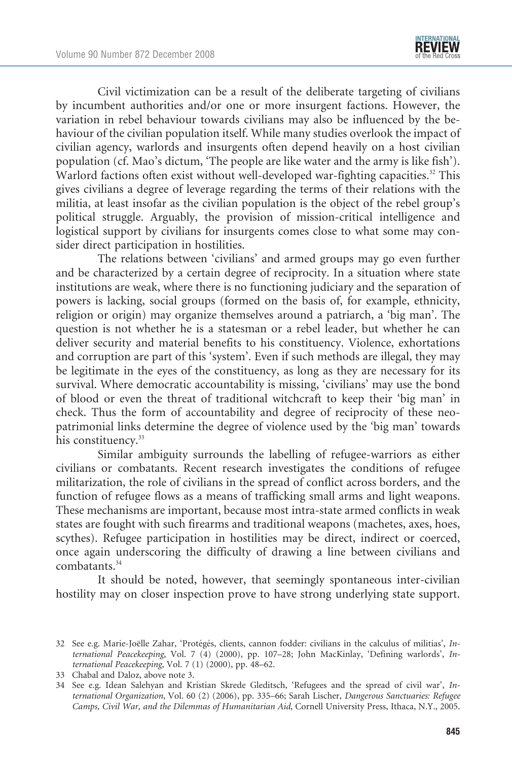Civil victimization can be a result of the deliberate targeting of civilians by incumbent authorities and/or one or more insurgent factions. However, the variation in rebel behaviour towards civilians may also be influenced by the behaviour of the civilian population itself. While many studies overlook the impact of civilian agency, warlords and insurgents often depend heavily on a host civilian population (cf. Mao's dictum, 'The people are like water and the army is like fish'). Warlord factions often exist without well-developed war-fighting capacities.[32] This gives civilians a degree of leverage regarding the terms of their relations with the militia, at least insofar as the civilian population is the object of the rebel group's political struggle. Arguably, the provision of mission-critical intelligence and logistical support by civilians for insurgents comes close to what some may consider direct participation in hostilities.

The relations between 'civilians' and armed groups may go even further and be characterized by a certain degree of reciprocity. In a situation where state institutions are weak, where there is no functioning judiciary and the separation of powers is lacking, social groups (formed on the basis of, for example, ethnicity, religion or origin) may organize themselves around a patriarch, a 'big man'. The question is not whether he is a statesman or a rebel leader, but whether he can deliver security and material benefits to his constituency. Violence, exhortations and corruption are part of this 'system'. Even if such methods are illegal, they may be legitimate in the eyes of the constituency, as long as they are necessary for its survival. Where democratic accountability is missing, 'civilians' may use the bond of blood or even the threat of traditional witchcraft to keep their 'big man' in check. Thus the form of accountability and degree of reciprocity of these neo-patrimonial links determine the degree of violence used by the 'big man' towards his constituency.[33]

Similar ambiguity surrounds the labelling of refugee-warriors as either civilians or combatants. Recent research investigates the conditions of refugee militarization, the role of civilians in the spread of conflict across borders, and the function of refugee flows as a means of trafficking small arms and light weapons. These mechanisms are important, because most intra-state armed conflicts in weak states are fought with such firearms and traditional weapons (machetes, axes, hoes, scythes). Refugee participation in hostilities may be direct, indirect or coerced, once again underscoring the difficulty of drawing a line between civilians and combatants.[34]

It should be noted, however, that seemingly spontaneous inter-civilian hostility may on closer inspection prove to have strong underlying state support.

---

32 See e.g. Marie-Joëlle Zahar, 'Protégés, clients, cannon fodder: civilians in the calculus of militias', *International Peacekeeping*, Vol. 7 (4) (2000), pp. 107–28; John MacKinlay, 'Defining warlords', *International Peacekeeping*, Vol. 7 (1) (2000), pp. 48–62.

33 Chabal and Daloz, above note 3.

34 See e.g. Idean Salehyan and Kristian Skrede Gleditsch, 'Refugees and the spread of civil war', *International Organization*, Vol. 60 (2) (2006), pp. 335–66; Sarah Lischer, *Dangerous Sanctuaries: Refugee Camps, Civil War, and the Dilemmas of Humanitarian Aid*, Cornell University Press, Ithaca, N.Y., 2005.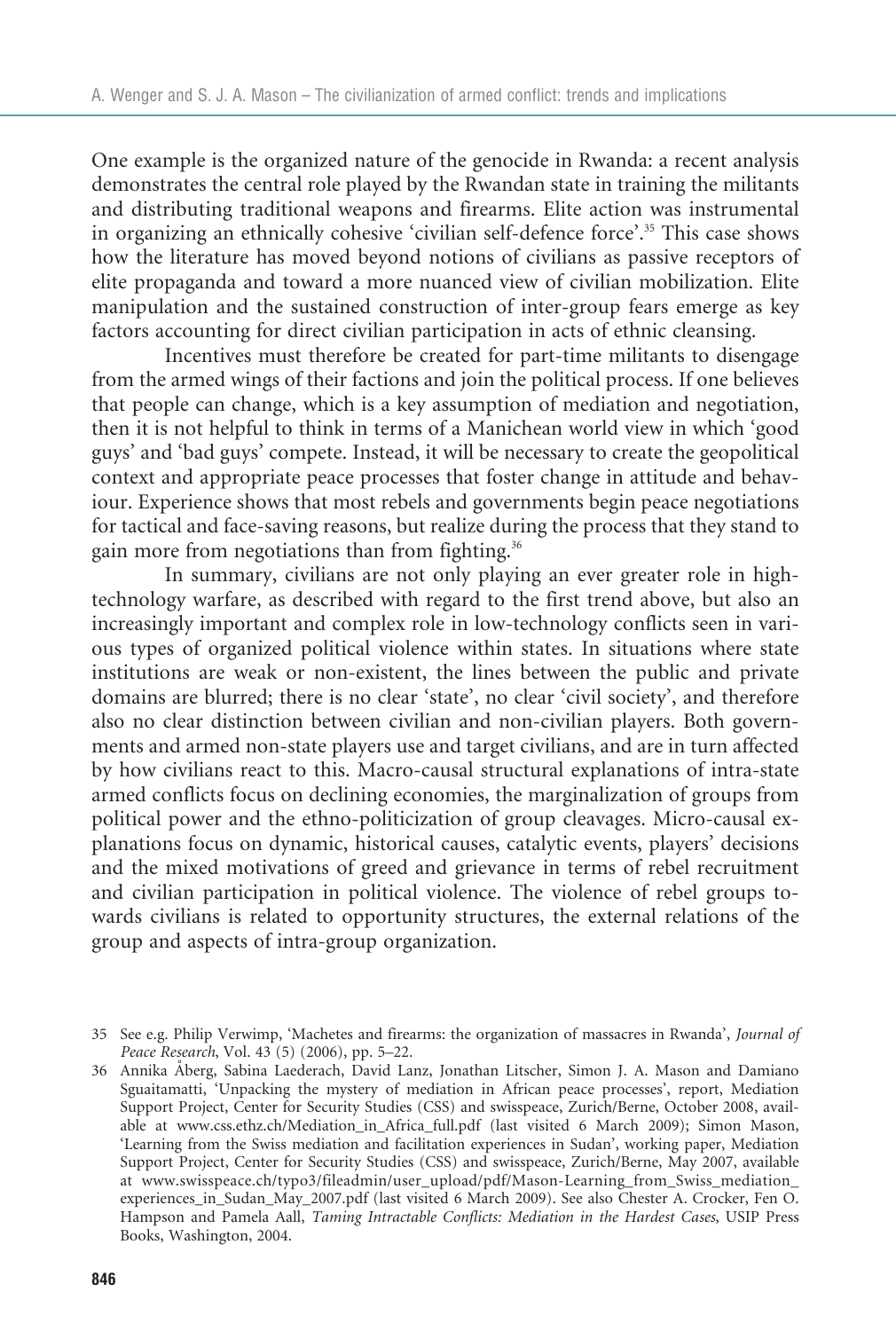One example is the organized nature of the genocide in Rwanda: a recent analysis demonstrates the central role played by the Rwandan state in training the militants and distributing traditional weapons and firearms. Elite action was instrumental in organizing an ethnically cohesive 'civilian self-defence force'.[35] This case shows how the literature has moved beyond notions of civilians as passive receptors of elite propaganda and toward a more nuanced view of civilian mobilization. Elite manipulation and the sustained construction of inter-group fears emerge as key factors accounting for direct civilian participation in acts of ethnic cleansing.

Incentives must therefore be created for part-time militants to disengage from the armed wings of their factions and join the political process. If one believes that people can change, which is a key assumption of mediation and negotiation, then it is not helpful to think in terms of a Manichean world view in which 'good guys' and 'bad guys' compete. Instead, it will be necessary to create the geopolitical context and appropriate peace processes that foster change in attitude and behaviour. Experience shows that most rebels and governments begin peace negotiations for tactical and face-saving reasons, but realize during the process that they stand to gain more from negotiations than from fighting.[36]

In summary, civilians are not only playing an ever greater role in high-technology warfare, as described with regard to the first trend above, but also an increasingly important and complex role in low-technology conflicts seen in various types of organized political violence within states. In situations where state institutions are weak or non-existent, the lines between the public and private domains are blurred; there is no clear 'state', no clear 'civil society', and therefore also no clear distinction between civilian and non-civilian players. Both governments and armed non-state players use and target civilians, and are in turn affected by how civilians react to this. Macro-causal structural explanations of intra-state armed conflicts focus on declining economies, the marginalization of groups from political power and the ethno-politicization of group cleavages. Micro-causal explanations focus on dynamic, historical causes, catalytic events, players' decisions and the mixed motivations of greed and grievance in terms of rebel recruitment and civilian participation in political violence. The violence of rebel groups towards civilians is related to opportunity structures, the external relations of the group and aspects of intra-group organization.

35 See e.g. Philip Verwimp, 'Machetes and firearms: the organization of massacres in Rwanda', *Journal of Peace Research*, Vol. 43 (5) (2006), pp. 5–22.

36 Annika Åberg, Sabina Laederach, David Lanz, Jonathan Litscher, Simon J. A. Mason and Damiano Sguaitamatti, 'Unpacking the mystery of mediation in African peace processes', report, Mediation Support Project, Center for Security Studies (CSS) and swisspeace, Zurich/Berne, October 2008, available at www.css.ethz.ch/Mediation_in_Africa_full.pdf (last visited 6 March 2009); Simon Mason, 'Learning from the Swiss mediation and facilitation experiences in Sudan', working paper, Mediation Support Project, Center for Security Studies (CSS) and swisspeace, Zurich/Berne, May 2007, available at www.swisspeace.ch/typo3/fileadmin/user_upload/pdf/Mason-Learning_from_Swiss_mediation_experiences_in_Sudan_May_2007.pdf (last visited 6 March 2009). See also Chester A. Crocker, Fen O. Hampson and Pamela Aall, *Taming Intractable Conflicts: Mediation in the Hardest Cases*, USIP Press Books, Washington, 2004.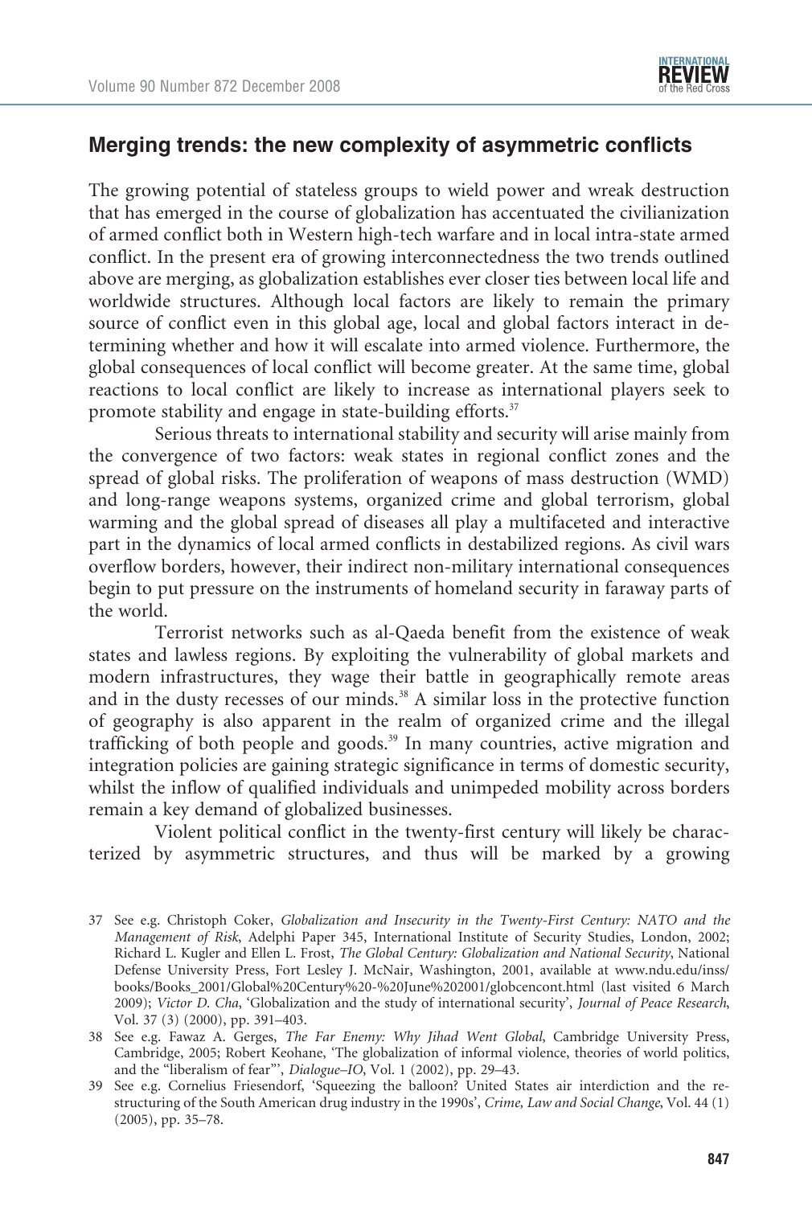## Merging trends: the new complexity of asymmetric conflicts

The growing potential of stateless groups to wield power and wreak destruction that has emerged in the course of globalization has accentuated the civilianization of armed conflict both in Western high-tech warfare and in local intra-state armed conflict. In the present era of growing interconnectedness the two trends outlined above are merging, as globalization establishes ever closer ties between local life and worldwide structures. Although local factors are likely to remain the primary source of conflict even in this global age, local and global factors interact in determining whether and how it will escalate into armed violence. Furthermore, the global consequences of local conflict will become greater. At the same time, global reactions to local conflict are likely to increase as international players seek to promote stability and engage in state-building efforts.[37]

Serious threats to international stability and security will arise mainly from the convergence of two factors: weak states in regional conflict zones and the spread of global risks. The proliferation of weapons of mass destruction (WMD) and long-range weapons systems, organized crime and global terrorism, global warming and the global spread of diseases all play a multifaceted and interactive part in the dynamics of local armed conflicts in destabilized regions. As civil wars overflow borders, however, their indirect non-military international consequences begin to put pressure on the instruments of homeland security in faraway parts of the world.

Terrorist networks such as al-Qaeda benefit from the existence of weak states and lawless regions. By exploiting the vulnerability of global markets and modern infrastructures, they wage their battle in geographically remote areas and in the dusty recesses of our minds.[38] A similar loss in the protective function of geography is also apparent in the realm of organized crime and the illegal trafficking of both people and goods.[39] In many countries, active migration and integration policies are gaining strategic significance in terms of domestic security, whilst the inflow of qualified individuals and unimpeded mobility across borders remain a key demand of globalized businesses.

Violent political conflict in the twenty-first century will likely be characterized by asymmetric structures, and thus will be marked by a growing

37 See e.g. Christoph Coker, *Globalization and Insecurity in the Twenty-First Century: NATO and the Management of Risk*, Adelphi Paper 345, International Institute of Security Studies, London, 2002; Richard L. Kugler and Ellen L. Frost, *The Global Century: Globalization and National Security*, National Defense University Press, Fort Lesley J. McNair, Washington, 2001, available at www.ndu.edu/inss/books/Books_2001/Global%20Century%20-%20June%202001/globcencont.html (last visited 6 March 2009); *Victor D. Cha*, 'Globalization and the study of international security', *Journal of Peace Research*, Vol. 37 (3) (2000), pp. 391–403.

38 See e.g. Fawaz A. Gerges, *The Far Enemy: Why Jihad Went Global*, Cambridge University Press, Cambridge, 2005; Robert Keohane, 'The globalization of informal violence, theories of world politics, and the "liberalism of fear"', *Dialogue–IO*, Vol. 1 (2002), pp. 29–43.

39 See e.g. Cornelius Friesendorf, 'Squeezing the balloon? United States air interdiction and the restructuring of the South American drug industry in the 1990s', *Crime, Law and Social Change*, Vol. 44 (1) (2005), pp. 35–78.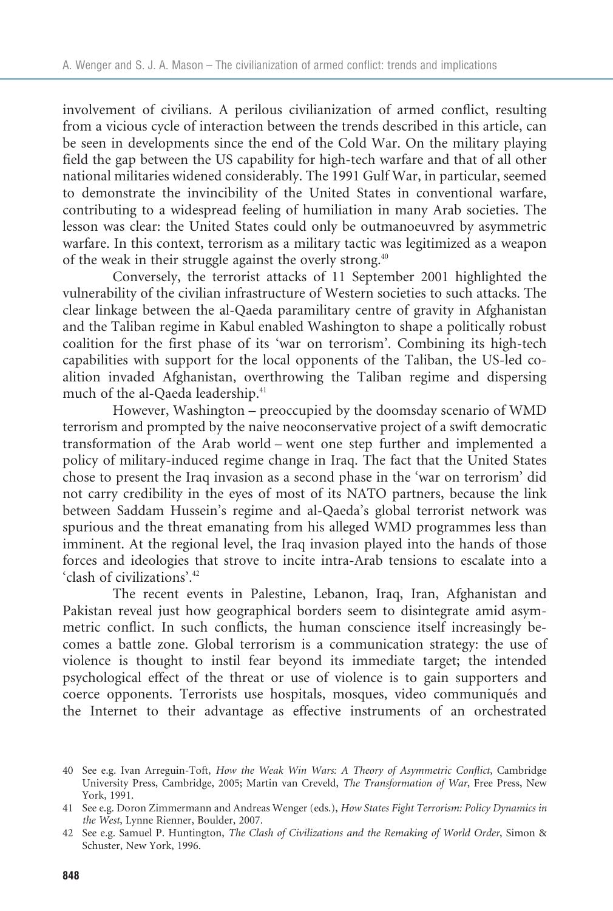involvement of civilians. A perilous civilianization of armed conflict, resulting from a vicious cycle of interaction between the trends described in this article, can be seen in developments since the end of the Cold War. On the military playing field the gap between the US capability for high-tech warfare and that of all other national militaries widened considerably. The 1991 Gulf War, in particular, seemed to demonstrate the invincibility of the United States in conventional warfare, contributing to a widespread feeling of humiliation in many Arab societies. The lesson was clear: the United States could only be outmanoeuvred by asymmetric warfare. In this context, terrorism as a military tactic was legitimized as a weapon of the weak in their struggle against the overly strong.[40]

Conversely, the terrorist attacks of 11 September 2001 highlighted the vulnerability of the civilian infrastructure of Western societies to such attacks. The clear linkage between the al-Qaeda paramilitary centre of gravity in Afghanistan and the Taliban regime in Kabul enabled Washington to shape a politically robust coalition for the first phase of its 'war on terrorism'. Combining its high-tech capabilities with support for the local opponents of the Taliban, the US-led coalition invaded Afghanistan, overthrowing the Taliban regime and dispersing much of the al-Qaeda leadership.[41]

However, Washington – preoccupied by the doomsday scenario of WMD terrorism and prompted by the naive neoconservative project of a swift democratic transformation of the Arab world – went one step further and implemented a policy of military-induced regime change in Iraq. The fact that the United States chose to present the Iraq invasion as a second phase in the 'war on terrorism' did not carry credibility in the eyes of most of its NATO partners, because the link between Saddam Hussein's regime and al-Qaeda's global terrorist network was spurious and the threat emanating from his alleged WMD programmes less than imminent. At the regional level, the Iraq invasion played into the hands of those forces and ideologies that strove to incite intra-Arab tensions to escalate into a 'clash of civilizations'.[42]

The recent events in Palestine, Lebanon, Iraq, Iran, Afghanistan and Pakistan reveal just how geographical borders seem to disintegrate amid asymmetric conflict. In such conflicts, the human conscience itself increasingly becomes a battle zone. Global terrorism is a communication strategy: the use of violence is thought to instil fear beyond its immediate target; the intended psychological effect of the threat or use of violence is to gain supporters and coerce opponents. Terrorists use hospitals, mosques, video communiqués and the Internet to their advantage as effective instruments of an orchestrated

40 See e.g. Ivan Arreguin-Toft, *How the Weak Win Wars: A Theory of Asymmetric Conflict*, Cambridge University Press, Cambridge, 2005; Martin van Creveld, *The Transformation of War*, Free Press, New York, 1991.

41 See e.g. Doron Zimmermann and Andreas Wenger (eds.), *How States Fight Terrorism: Policy Dynamics in the West*, Lynne Rienner, Boulder, 2007.

42 See e.g. Samuel P. Huntington, *The Clash of Civilizations and the Remaking of World Order*, Simon & Schuster, New York, 1996.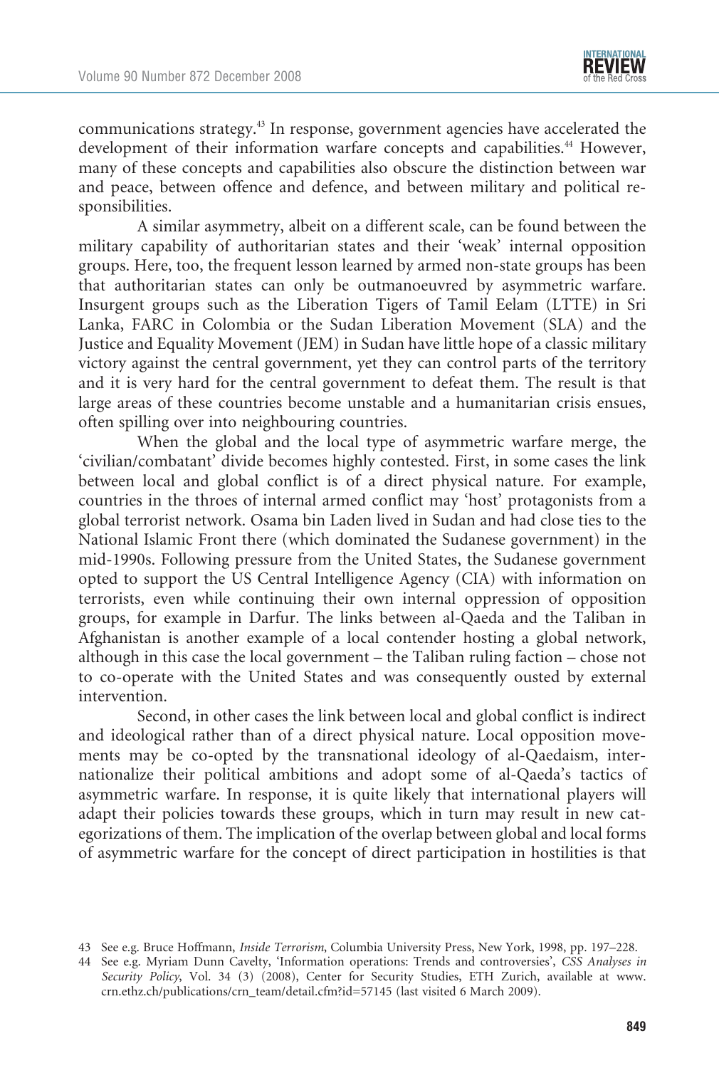communications strategy.[43] In response, government agencies have accelerated the development of their information warfare concepts and capabilities.[44] However, many of these concepts and capabilities also obscure the distinction between war and peace, between offence and defence, and between military and political responsibilities.

A similar asymmetry, albeit on a different scale, can be found between the military capability of authoritarian states and their 'weak' internal opposition groups. Here, too, the frequent lesson learned by armed non-state groups has been that authoritarian states can only be outmanoeuvred by asymmetric warfare. Insurgent groups such as the Liberation Tigers of Tamil Eelam (LTTE) in Sri Lanka, FARC in Colombia or the Sudan Liberation Movement (SLA) and the Justice and Equality Movement (JEM) in Sudan have little hope of a classic military victory against the central government, yet they can control parts of the territory and it is very hard for the central government to defeat them. The result is that large areas of these countries become unstable and a humanitarian crisis ensues, often spilling over into neighbouring countries.

When the global and the local type of asymmetric warfare merge, the 'civilian/combatant' divide becomes highly contested. First, in some cases the link between local and global conflict is of a direct physical nature. For example, countries in the throes of internal armed conflict may 'host' protagonists from a global terrorist network. Osama bin Laden lived in Sudan and had close ties to the National Islamic Front there (which dominated the Sudanese government) in the mid-1990s. Following pressure from the United States, the Sudanese government opted to support the US Central Intelligence Agency (CIA) with information on terrorists, even while continuing their own internal oppression of opposition groups, for example in Darfur. The links between al-Qaeda and the Taliban in Afghanistan is another example of a local contender hosting a global network, although in this case the local government – the Taliban ruling faction – chose not to co-operate with the United States and was consequently ousted by external intervention.

Second, in other cases the link between local and global conflict is indirect and ideological rather than of a direct physical nature. Local opposition movements may be co-opted by the transnational ideology of al-Qaedaism, internationalize their political ambitions and adopt some of al-Qaeda's tactics of asymmetric warfare. In response, it is quite likely that international players will adapt their policies towards these groups, which in turn may result in new categorizations of them. The implication of the overlap between global and local forms of asymmetric warfare for the concept of direct participation in hostilities is that

---

43 See e.g. Bruce Hoffmann, *Inside Terrorism*, Columbia University Press, New York, 1998, pp. 197–228.

44 See e.g. Myriam Dunn Cavelty, 'Information operations: Trends and controversies', *CSS Analyses in Security Policy*, Vol. 34 (3) (2008), Center for Security Studies, ETH Zurich, available at www.crn.ethz.ch/publications/crn_team/detail.cfm?id=57145 (last visited 6 March 2009).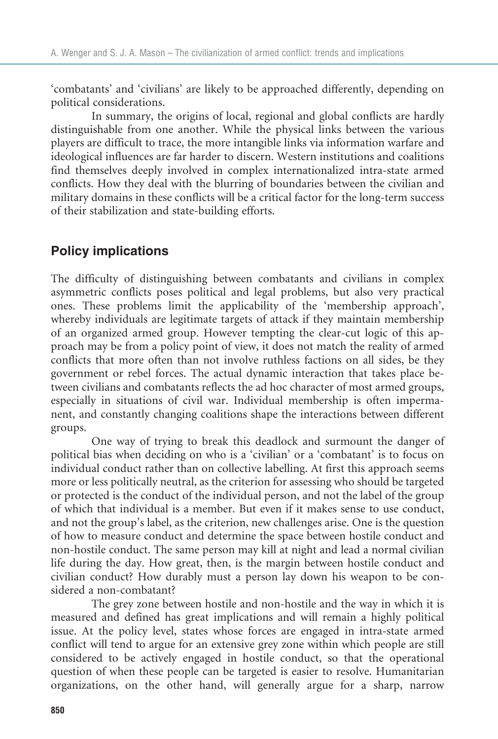'combatants' and 'civilians' are likely to be approached differently, depending on political considerations.

In summary, the origins of local, regional and global conflicts are hardly distinguishable from one another. While the physical links between the various players are difficult to trace, the more intangible links via information warfare and ideological influences are far harder to discern. Western institutions and coalitions find themselves deeply involved in complex internationalized intra-state armed conflicts. How they deal with the blurring of boundaries between the civilian and military domains in these conflicts will be a critical factor for the long-term success of their stabilization and state-building efforts.

## Policy implications

The difficulty of distinguishing between combatants and civilians in complex asymmetric conflicts poses political and legal problems, but also very practical ones. These problems limit the applicability of the 'membership approach', whereby individuals are legitimate targets of attack if they maintain membership of an organized armed group. However tempting the clear-cut logic of this approach may be from a policy point of view, it does not match the reality of armed conflicts that more often than not involve ruthless factions on all sides, be they government or rebel forces. The actual dynamic interaction that takes place between civilians and combatants reflects the ad hoc character of most armed groups, especially in situations of civil war. Individual membership is often impermanent, and constantly changing coalitions shape the interactions between different groups.

One way of trying to break this deadlock and surmount the danger of political bias when deciding on who is a 'civilian' or a 'combatant' is to focus on individual conduct rather than on collective labelling. At first this approach seems more or less politically neutral, as the criterion for assessing who should be targeted or protected is the conduct of the individual person, and not the label of the group of which that individual is a member. But even if it makes sense to use conduct, and not the group's label, as the criterion, new challenges arise. One is the question of how to measure conduct and determine the space between hostile conduct and non-hostile conduct. The same person may kill at night and lead a normal civilian life during the day. How great, then, is the margin between hostile conduct and civilian conduct? How durably must a person lay down his weapon to be considered a non-combatant?

The grey zone between hostile and non-hostile and the way in which it is measured and defined has great implications and will remain a highly political issue. At the policy level, states whose forces are engaged in intra-state armed conflict will tend to argue for an extensive grey zone within which people are still considered to be actively engaged in hostile conduct, so that the operational question of when these people can be targeted is easier to resolve. Humanitarian organizations, on the other hand, will generally argue for a sharp, narrow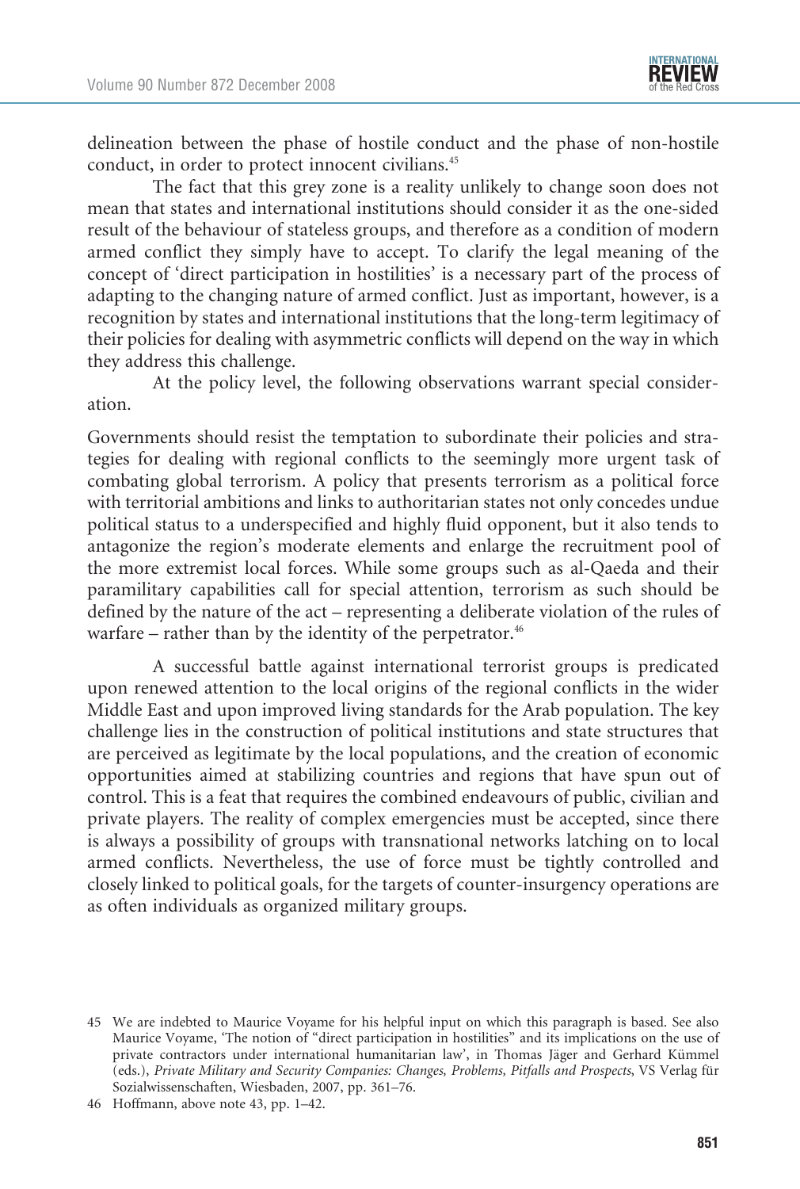delineation between the phase of hostile conduct and the phase of non-hostile conduct, in order to protect innocent civilians.[45]

The fact that this grey zone is a reality unlikely to change soon does not mean that states and international institutions should consider it as the one-sided result of the behaviour of stateless groups, and therefore as a condition of modern armed conflict they simply have to accept. To clarify the legal meaning of the concept of 'direct participation in hostilities' is a necessary part of the process of adapting to the changing nature of armed conflict. Just as important, however, is a recognition by states and international institutions that the long-term legitimacy of their policies for dealing with asymmetric conflicts will depend on the way in which they address this challenge.

At the policy level, the following observations warrant special consideration.

Governments should resist the temptation to subordinate their policies and strategies for dealing with regional conflicts to the seemingly more urgent task of combating global terrorism. A policy that presents terrorism as a political force with territorial ambitions and links to authoritarian states not only concedes undue political status to a underspecified and highly fluid opponent, but it also tends to antagonize the region's moderate elements and enlarge the recruitment pool of the more extremist local forces. While some groups such as al-Qaeda and their paramilitary capabilities call for special attention, terrorism as such should be defined by the nature of the act – representing a deliberate violation of the rules of warfare – rather than by the identity of the perpetrator.[46]

A successful battle against international terrorist groups is predicated upon renewed attention to the local origins of the regional conflicts in the wider Middle East and upon improved living standards for the Arab population. The key challenge lies in the construction of political institutions and state structures that are perceived as legitimate by the local populations, and the creation of economic opportunities aimed at stabilizing countries and regions that have spun out of control. This is a feat that requires the combined endeavours of public, civilian and private players. The reality of complex emergencies must be accepted, since there is always a possibility of groups with transnational networks latching on to local armed conflicts. Nevertheless, the use of force must be tightly controlled and closely linked to political goals, for the targets of counter-insurgency operations are as often individuals as organized military groups.

45 We are indebted to Maurice Voyame for his helpful input on which this paragraph is based. See also Maurice Voyame, 'The notion of "direct participation in hostilities" and its implications on the use of private contractors under international humanitarian law', in Thomas Jäger and Gerhard Kümmel (eds.), *Private Military and Security Companies: Changes, Problems, Pitfalls and Prospects*, VS Verlag für Sozialwissenschaften, Wiesbaden, 2007, pp. 361–76.

46 Hoffmann, above note 43, pp. 1–42.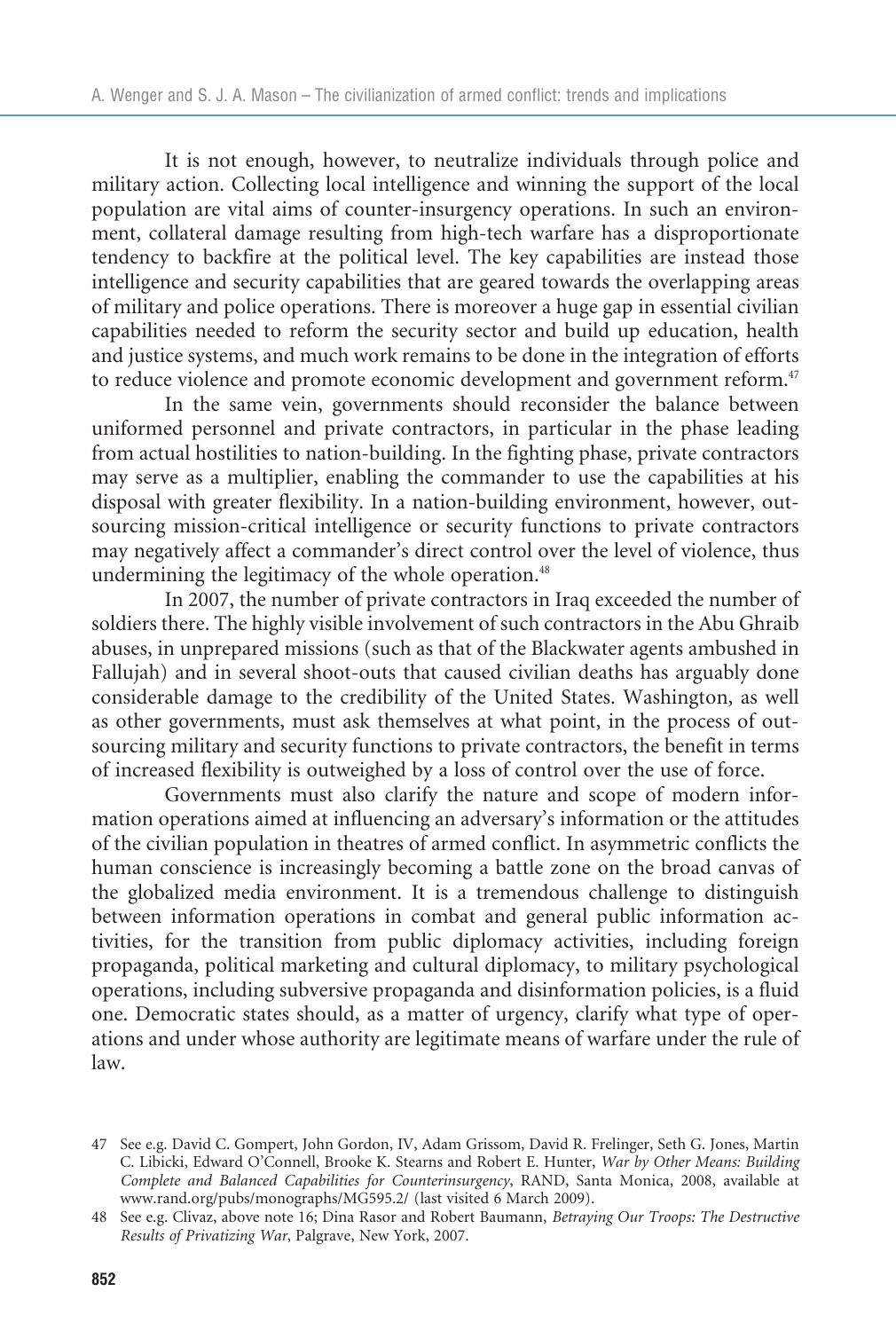It is not enough, however, to neutralize individuals through police and military action. Collecting local intelligence and winning the support of the local population are vital aims of counter-insurgency operations. In such an environment, collateral damage resulting from high-tech warfare has a disproportionate tendency to backfire at the political level. The key capabilities are instead those intelligence and security capabilities that are geared towards the overlapping areas of military and police operations. There is moreover a huge gap in essential civilian capabilities needed to reform the security sector and build up education, health and justice systems, and much work remains to be done in the integration of efforts to reduce violence and promote economic development and government reform.[47]

In the same vein, governments should reconsider the balance between uniformed personnel and private contractors, in particular in the phase leading from actual hostilities to nation-building. In the fighting phase, private contractors may serve as a multiplier, enabling the commander to use the capabilities at his disposal with greater flexibility. In a nation-building environment, however, outsourcing mission-critical intelligence or security functions to private contractors may negatively affect a commander's direct control over the level of violence, thus undermining the legitimacy of the whole operation.[48]

In 2007, the number of private contractors in Iraq exceeded the number of soldiers there. The highly visible involvement of such contractors in the Abu Ghraib abuses, in unprepared missions (such as that of the Blackwater agents ambushed in Fallujah) and in several shoot-outs that caused civilian deaths has arguably done considerable damage to the credibility of the United States. Washington, as well as other governments, must ask themselves at what point, in the process of outsourcing military and security functions to private contractors, the benefit in terms of increased flexibility is outweighed by a loss of control over the use of force.

Governments must also clarify the nature and scope of modern information operations aimed at influencing an adversary's information or the attitudes of the civilian population in theatres of armed conflict. In asymmetric conflicts the human conscience is increasingly becoming a battle zone on the broad canvas of the globalized media environment. It is a tremendous challenge to distinguish between information operations in combat and general public information activities, for the transition from public diplomacy activities, including foreign propaganda, political marketing and cultural diplomacy, to military psychological operations, including subversive propaganda and disinformation policies, is a fluid one. Democratic states should, as a matter of urgency, clarify what type of operations and under whose authority are legitimate means of warfare under the rule of law.

47 See e.g. David C. Gompert, John Gordon, IV, Adam Grissom, David R. Frelinger, Seth G. Jones, Martin C. Libicki, Edward O'Connell, Brooke K. Stearns and Robert E. Hunter, *War by Other Means: Building Complete and Balanced Capabilities for Counterinsurgency*, RAND, Santa Monica, 2008, available at www.rand.org/pubs/monographs/MG595.2/ (last visited 6 March 2009).

48 See e.g. Clivaz, above note 16; Dina Rasor and Robert Baumann, *Betraying Our Troops: The Destructive Results of Privatizing War*, Palgrave, New York, 2007.